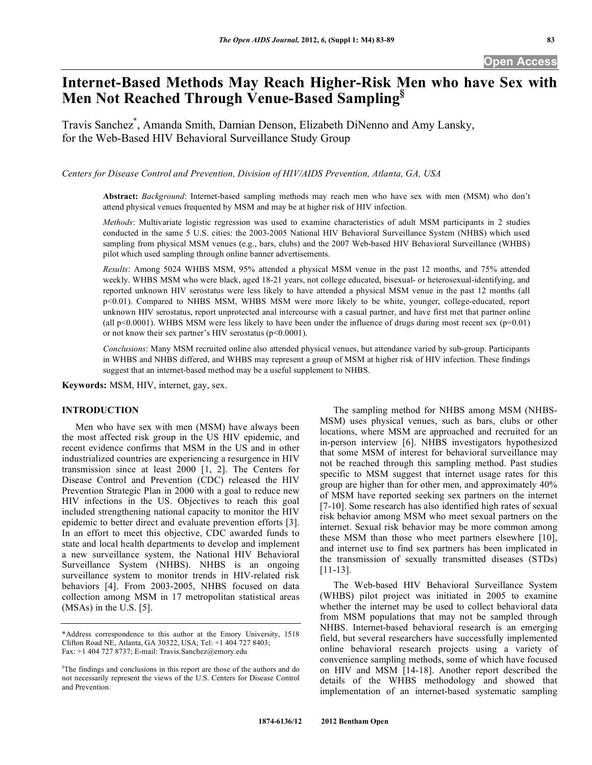# Internet-Based Methods May Reach Higher-Risk Men who have Sex with Men Not Reached Through Venue-Based Sampling[§]

Travis Sanchez[*], Amanda Smith, Damian Denson, Elizabeth DiNenno and Amy Lansky, for the Web-Based HIV Behavioral Surveillance Study Group

*Centers for Disease Control and Prevention, Division of HIV/AIDS Prevention, Atlanta, GA, USA*

**Abstract:** *Background*: Internet-based sampling methods may reach men who have sex with men (MSM) who don't attend physical venues frequented by MSM and may be at higher risk of HIV infection.

*Methods*: Multivariate logistic regression was used to examine characteristics of adult MSM participants in 2 studies conducted in the same 5 U.S. cities: the 2003-2005 National HIV Behavioral Surveillance System (NHBS) which used sampling from physical MSM venues (e.g., bars, clubs) and the 2007 Web-based HIV Behavioral Surveillance (WHBS) pilot which used sampling through online banner advertisements.

*Results*: Among 5024 WHBS MSM, 95% attended a physical MSM venue in the past 12 months, and 75% attended weekly. WHBS MSM who were black, aged 18-21 years, not college educated, bisexual- or heterosexual-identifying, and reported unknown HIV serostatus were less likely to have attended a physical MSM venue in the past 12 months (all $p<0.01$). Compared to NHBS MSM, WHBS MSM were more likely to be white, younger, college-educated, report unknown HIV serostatus, report unprotected anal intercourse with a casual partner, and have first met that partner online (all $p<0.0001$). WHBS MSM were less likely to have been under the influence of drugs during most recent sex ($p=0.01$) or not know their sex partner's HIV serostatus ($p<0.0001$).

*Conclusions*: Many MSM recruited online also attended physical venues, but attendance varied by sub-group. Participants in WHBS and NHBS differed, and WHBS may represent a group of MSM at higher risk of HIV infection. These findings suggest that an internet-based method may be a useful supplement to NHBS.

**Keywords:** MSM, HIV, internet, gay, sex.

## INTRODUCTION

Men who have sex with men (MSM) have always been the most affected risk group in the US HIV epidemic, and recent evidence confirms that MSM in the US and in other industrialized countries are experiencing a resurgence in HIV transmission since at least 2000 [1, 2]. The Centers for Disease Control and Prevention (CDC) released the HIV Prevention Strategic Plan in 2000 with a goal to reduce new HIV infections in the US. Objectives to reach this goal included strengthening national capacity to monitor the HIV epidemic to better direct and evaluate prevention efforts [3]. In an effort to meet this objective, CDC awarded funds to state and local health departments to develop and implement a new surveillance system, the National HIV Behavioral Surveillance System (NHBS). NHBS is an ongoing surveillance system to monitor trends in HIV-related risk behaviors [4]. From 2003-2005, NHBS focused on data collection among MSM in 17 metropolitan statistical areas (MSAs) in the U.S. [5].

The sampling method for NHBS among MSM (NHBS-MSM) uses physical venues, such as bars, clubs or other locations, where MSM are approached and recruited for an in-person interview [6]. NHBS investigators hypothesized that some MSM of interest for behavioral surveillance may not be reached through this sampling method. Past studies specific to MSM suggest that internet usage rates for this group are higher than for other men, and approximately 40% of MSM have reported seeking sex partners on the internet [7-10]. Some research has also identified high rates of sexual risk behavior among MSM who meet sexual partners on the internet. Sexual risk behavior may be more common among these MSM than those who meet partners elsewhere [10], and internet use to find sex partners has been implicated in the transmission of sexually transmitted diseases (STDs) [11-13].

The Web-based HIV Behavioral Surveillance System (WHBS) pilot project was initiated in 2005 to examine whether the internet may be used to collect behavioral data from MSM populations that may not be sampled through NHBS. Internet-based behavioral research is an emerging field, but several researchers have successfully implemented online behavioral research projects using a variety of convenience sampling methods, some of which have focused on HIV and MSM [14-18]. Another report described the details of the WHBS methodology and showed that implementation of an internet-based systematic sampling

---

*Address correspondence to this author at the Emory University, 1518 Clifton Road NE, Atlanta, GA 30322, USA; Tel: +1 404 727 8403; Fax: +1 404 727 8737; E-mail: Travis.Sanchez@emory.edu

§The findings and conclusions in this report are those of the authors and do not necessarily represent the views of the U.S. Centers for Disease Control and Prevention.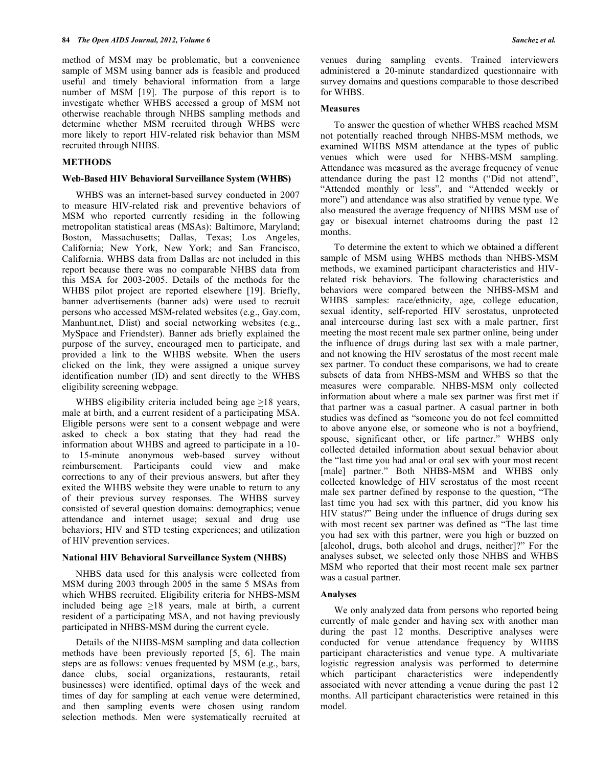method of MSM may be problematic, but a convenience sample of MSM using banner ads is feasible and produced useful and timely behavioral information from a large number of MSM [19]. The purpose of this report is to investigate whether WHBS accessed a group of MSM not otherwise reachable through NHBS sampling methods and determine whether MSM recruited through WHBS were more likely to report HIV-related risk behavior than MSM recruited through NHBS.

## METHODS

### Web-Based HIV Behavioral Surveillance System (WHBS)

WHBS was an internet-based survey conducted in 2007 to measure HIV-related risk and preventive behaviors of MSM who reported currently residing in the following metropolitan statistical areas (MSAs): Baltimore, Maryland; Boston, Massachusetts; Dallas, Texas; Los Angeles, California; New York, New York; and San Francisco, California. WHBS data from Dallas are not included in this report because there was no comparable NHBS data from this MSA for 2003-2005. Details of the methods for the WHBS pilot project are reported elsewhere [19]. Briefly, banner advertisements (banner ads) were used to recruit persons who accessed MSM-related websites (e.g., Gay.com, Manhunt.net, Dlist) and social networking websites (e.g., MySpace and Friendster). Banner ads briefly explained the purpose of the survey, encouraged men to participate, and provided a link to the WHBS website. When the users clicked on the link, they were assigned a unique survey identification number (ID) and sent directly to the WHBS eligibility screening webpage.

WHBS eligibility criteria included being age ≥18 years, male at birth, and a current resident of a participating MSA. Eligible persons were sent to a consent webpage and were asked to check a box stating that they had read the information about WHBS and agreed to participate in a 10- to 15-minute anonymous web-based survey without reimbursement. Participants could view and make corrections to any of their previous answers, but after they exited the WHBS website they were unable to return to any of their previous survey responses. The WHBS survey consisted of several question domains: demographics; venue attendance and internet usage; sexual and drug use behaviors; HIV and STD testing experiences; and utilization of HIV prevention services.

### National HIV Behavioral Surveillance System (NHBS)

NHBS data used for this analysis were collected from MSM during 2003 through 2005 in the same 5 MSAs from which WHBS recruited. Eligibility criteria for NHBS-MSM included being age ≥18 years, male at birth, a current resident of a participating MSA, and not having previously participated in NHBS-MSM during the current cycle.

Details of the NHBS-MSM sampling and data collection methods have been previously reported [5, 6]. The main steps are as follows: venues frequented by MSM (e.g., bars, dance clubs, social organizations, restaurants, retail businesses) were identified, optimal days of the week and times of day for sampling at each venue were determined, and then sampling events were chosen using random selection methods. Men were systematically recruited at venues during sampling events. Trained interviewers administered a 20-minute standardized questionnaire with survey domains and questions comparable to those described for WHBS.

### Measures

To answer the question of whether WHBS reached MSM not potentially reached through NHBS-MSM methods, we examined WHBS MSM attendance at the types of public venues which were used for NHBS-MSM sampling. Attendance was measured as the average frequency of venue attendance during the past 12 months ("Did not attend", "Attended monthly or less", and "Attended weekly or more") and attendance was also stratified by venue type. We also measured the average frequency of NHBS MSM use of gay or bisexual internet chatrooms during the past 12 months.

To determine the extent to which we obtained a different sample of MSM using WHBS methods than NHBS-MSM methods, we examined participant characteristics and HIV-related risk behaviors. The following characteristics and behaviors were compared between the NHBS-MSM and WHBS samples: race/ethnicity, age, college education, sexual identity, self-reported HIV serostatus, unprotected anal intercourse during last sex with a male partner, first meeting the most recent male sex partner online, being under the influence of drugs during last sex with a male partner, and not knowing the HIV serostatus of the most recent male sex partner. To conduct these comparisons, we had to create subsets of data from NHBS-MSM and WHBS so that the measures were comparable. NHBS-MSM only collected information about where a male sex partner was first met if that partner was a casual partner. A casual partner in both studies was defined as "someone you do not feel committed to above anyone else, or someone who is not a boyfriend, spouse, significant other, or life partner." WHBS only collected detailed information about sexual behavior about the "last time you had anal or oral sex with your most recent [male] partner." Both NHBS-MSM and WHBS only collected knowledge of HIV serostatus of the most recent male sex partner defined by response to the question, "The last time you had sex with this partner, did you know his HIV status?" Being under the influence of drugs during sex with most recent sex partner was defined as "The last time you had sex with this partner, were you high or buzzed on [alcohol, drugs, both alcohol and drugs, neither]?" For the analyses subset, we selected only those NHBS and WHBS MSM who reported that their most recent male sex partner was a casual partner.

### Analyses

We only analyzed data from persons who reported being currently of male gender and having sex with another man during the past 12 months. Descriptive analyses were conducted for venue attendance frequency by WHBS participant characteristics and venue type. A multivariate logistic regression analysis was performed to determine which participant characteristics were independently associated with never attending a venue during the past 12 months. All participant characteristics were retained in this model.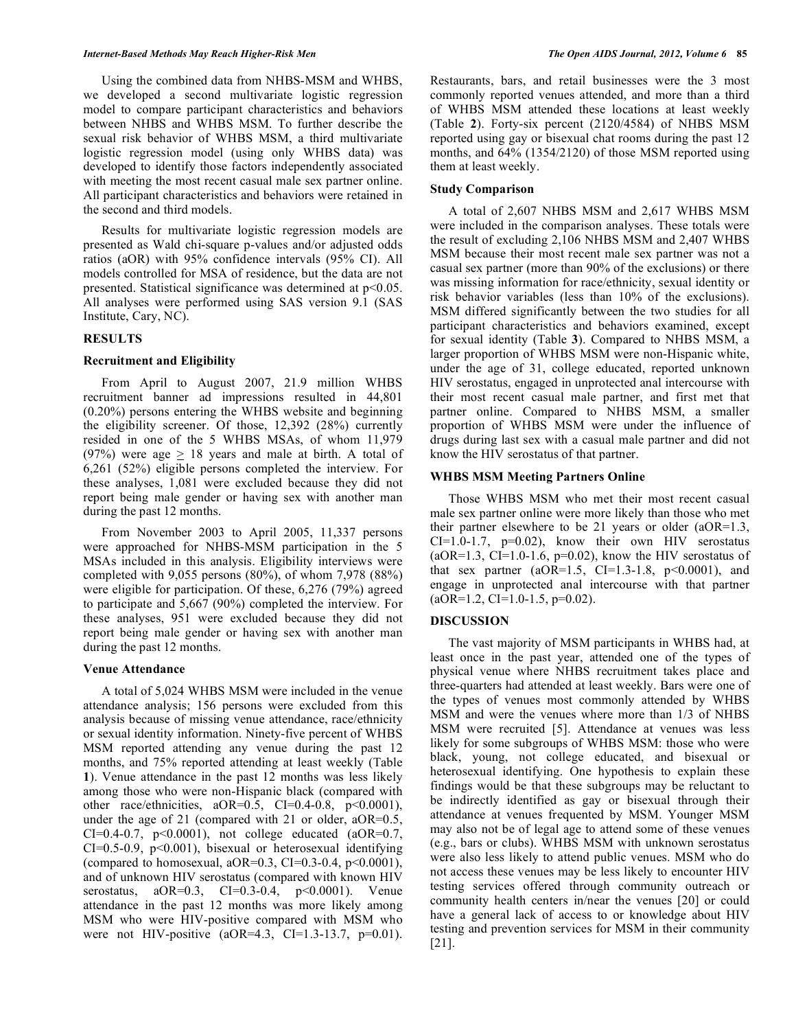Using the combined data from NHBS-MSM and WHBS, we developed a second multivariate logistic regression model to compare participant characteristics and behaviors between NHBS and WHBS MSM. To further describe the sexual risk behavior of WHBS MSM, a third multivariate logistic regression model (using only WHBS data) was developed to identify those factors independently associated with meeting the most recent casual male sex partner online. All participant characteristics and behaviors were retained in the second and third models.

Results for multivariate logistic regression models are presented as Wald chi-square p-values and/or adjusted odds ratios (aOR) with 95% confidence intervals (95% CI). All models controlled for MSA of residence, but the data are not presented. Statistical significance was determined at $p<0.05$. All analyses were performed using SAS version 9.1 (SAS Institute, Cary, NC).

## RESULTS

### Recruitment and Eligibility

From April to August 2007, 21.9 million WHBS recruitment banner ad impressions resulted in 44,801 (0.20%) persons entering the WHBS website and beginning the eligibility screener. Of those, 12,392 (28%) currently resided in one of the 5 WHBS MSAs, of whom 11,979 (97%) were age $\geq$ 18 years and male at birth. A total of 6,261 (52%) eligible persons completed the interview. For these analyses, 1,081 were excluded because they did not report being male gender or having sex with another man during the past 12 months.

From November 2003 to April 2005, 11,337 persons were approached for NHBS-MSM participation in the 5 MSAs included in this analysis. Eligibility interviews were completed with 9,055 persons (80%), of whom 7,978 (88%) were eligible for participation. Of these, 6,276 (79%) agreed to participate and 5,667 (90%) completed the interview. For these analyses, 951 were excluded because they did not report being male gender or having sex with another man during the past 12 months.

### Venue Attendance

A total of 5,024 WHBS MSM were included in the venue attendance analysis; 156 persons were excluded from this analysis because of missing venue attendance, race/ethnicity or sexual identity information. Ninety-five percent of WHBS MSM reported attending any venue during the past 12 months, and 75% reported attending at least weekly (Table **1**). Venue attendance in the past 12 months was less likely among those who were non-Hispanic black (compared with other race/ethnicities, aOR=0.5, CI=0.4-0.8, $p<0.0001$), under the age of 21 (compared with 21 or older, aOR=0.5, CI=0.4-0.7, $p<0.0001$), not college educated (aOR=0.7, CI=0.5-0.9, $p<0.001$), bisexual or heterosexual identifying (compared to homosexual, aOR=0.3, CI=0.3-0.4, $p<0.0001$), and of unknown HIV serostatus (compared with known HIV serostatus, aOR=0.3, CI=0.3-0.4, $p<0.0001$). Venue attendance in the past 12 months was more likely among MSM who were HIV-positive compared with MSM who were not HIV-positive (aOR=4.3, CI=1.3-13.7, p=0.01). Restaurants, bars, and retail businesses were the 3 most commonly reported venues attended, and more than a third of WHBS MSM attended these locations at least weekly (Table **2**). Forty-six percent (2120/4584) of NHBS MSM reported using gay or bisexual chat rooms during the past 12 months, and 64% (1354/2120) of those MSM reported using them at least weekly.

### Study Comparison

A total of 2,607 NHBS MSM and 2,617 WHBS MSM were included in the comparison analyses. These totals were the result of excluding 2,106 NHBS MSM and 2,407 WHBS MSM because their most recent male sex partner was not a casual sex partner (more than 90% of the exclusions) or there was missing information for race/ethnicity, sexual identity or risk behavior variables (less than 10% of the exclusions). MSM differed significantly between the two studies for all participant characteristics and behaviors examined, except for sexual identity (Table **3**). Compared to NHBS MSM, a larger proportion of WHBS MSM were non-Hispanic white, under the age of 31, college educated, reported unknown HIV serostatus, engaged in unprotected anal intercourse with their most recent casual male partner, and first met that partner online. Compared to NHBS MSM, a smaller proportion of WHBS MSM were under the influence of drugs during last sex with a casual male partner and did not know the HIV serostatus of that partner.

### WHBS MSM Meeting Partners Online

Those WHBS MSM who met their most recent casual male sex partner online were more likely than those who met their partner elsewhere to be 21 years or older (aOR=1.3, CI=1.0-1.7, p=0.02), know their own HIV serostatus (aOR=1.3, CI=1.0-1.6, p=0.02), know the HIV serostatus of that sex partner (aOR=1.5, CI=1.3-1.8, $p<0.0001$), and engage in unprotected anal intercourse with that partner (aOR=1.2, CI=1.0-1.5, p=0.02).

## DISCUSSION

The vast majority of MSM participants in WHBS had, at least once in the past year, attended one of the types of physical venue where NHBS recruitment takes place and three-quarters had attended at least weekly. Bars were one of the types of venues most commonly attended by WHBS MSM and were the venues where more than 1/3 of NHBS MSM were recruited [5]. Attendance at venues was less likely for some subgroups of WHBS MSM: those who were black, young, not college educated, and bisexual or heterosexual identifying. One hypothesis to explain these findings would be that these subgroups may be reluctant to be indirectly identified as gay or bisexual through their attendance at venues frequented by MSM. Younger MSM may also not be of legal age to attend some of these venues (e.g., bars or clubs). WHBS MSM with unknown serostatus were also less likely to attend public venues. MSM who do not access these venues may be less likely to encounter HIV testing services offered through community outreach or community health centers in/near the venues [20] or could have a general lack of access to or knowledge about HIV testing and prevention services for MSM in their community [21].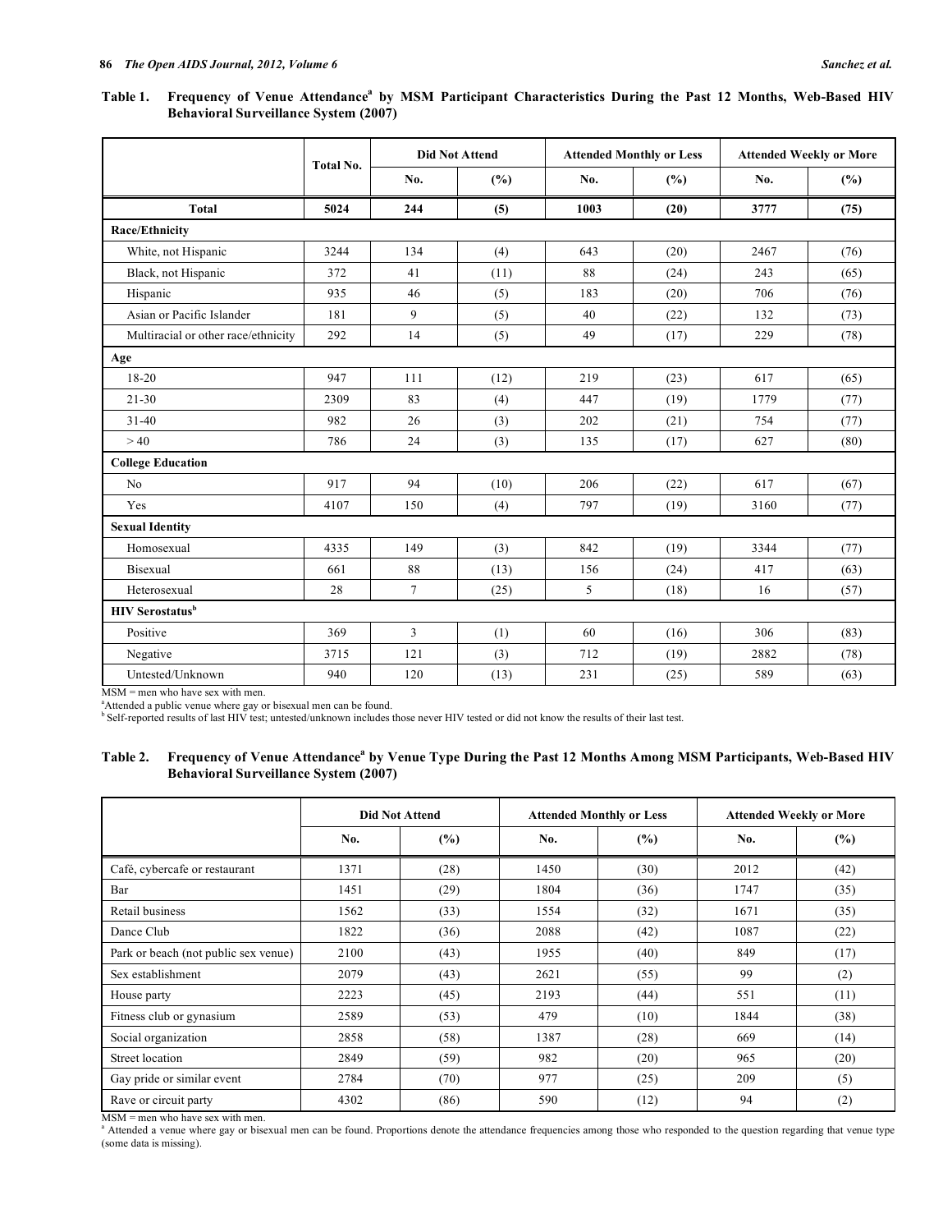**Table 1. Frequency of Venue Attendance[a] by MSM Participant Characteristics During the Past 12 Months, Web-Based HIV Behavioral Surveillance System (2007)**

| | Total No. | Did Not Attend | | Attended Monthly or Less | | Attended Weekly or More | |
|---|---|---|---|---|---|---|---|
| | | No. | (%) | No. | (%) | No. | (%) |
| **Total** | **5024** | **244** | **(5)** | **1003** | **(20)** | **3777** | **(75)** |
| **Race/Ethnicity** | | | | | | | |
| White, not Hispanic | 3244 | 134 | (4) | 643 | (20) | 2467 | (76) |
| Black, not Hispanic | 372 | 41 | (11) | 88 | (24) | 243 | (65) |
| Hispanic | 935 | 46 | (5) | 183 | (20) | 706 | (76) |
| Asian or Pacific Islander | 181 | 9 | (5) | 40 | (22) | 132 | (73) |
| Multiracial or other race/ethnicity | 292 | 14 | (5) | 49 | (17) | 229 | (78) |
| **Age** | | | | | | | |
| 18-20 | 947 | 111 | (12) | 219 | (23) | 617 | (65) |
| 21-30 | 2309 | 83 | (4) | 447 | (19) | 1779 | (77) |
| 31-40 | 982 | 26 | (3) | 202 | (21) | 754 | (77) |
| > 40 | 786 | 24 | (3) | 135 | (17) | 627 | (80) |
| **College Education** | | | | | | | |
| No | 917 | 94 | (10) | 206 | (22) | 617 | (67) |
| Yes | 4107 | 150 | (4) | 797 | (19) | 3160 | (77) |
| **Sexual Identity** | | | | | | | |
| Homosexual | 4335 | 149 | (3) | 842 | (19) | 3344 | (77) |
| Bisexual | 661 | 88 | (13) | 156 | (24) | 417 | (63) |
| Heterosexual | 28 | 7 | (25) | 5 | (18) | 16 | (57) |
| **HIV Serostatus[b]** | | | | | | | |
| Positive | 369 | 3 | (1) | 60 | (16) | 306 | (83) |
| Negative | 3715 | 121 | (3) | 712 | (19) | 2882 | (78) |
| Untested/Unknown | 940 | 120 | (13) | 231 | (25) | 589 | (63) |

MSM = men who have sex with men.
[a]Attended a public venue where gay or bisexual men can be found.
[b]Self-reported results of last HIV test; untested/unknown includes those never HIV tested or did not know the results of their last test.

**Table 2. Frequency of Venue Attendance[a] by Venue Type During the Past 12 Months Among MSM Participants, Web-Based HIV Behavioral Surveillance System (2007)**

| | Did Not Attend | | Attended Monthly or Less | | Attended Weekly or More | |
|---|---|---|---|---|---|---|
| | No. | (%) | No. | (%) | No. | (%) |
| Café, cybercafe or restaurant | 1371 | (28) | 1450 | (30) | 2012 | (42) |
| Bar | 1451 | (29) | 1804 | (36) | 1747 | (35) |
| Retail business | 1562 | (33) | 1554 | (32) | 1671 | (35) |
| Dance Club | 1822 | (36) | 2088 | (42) | 1087 | (22) |
| Park or beach (not public sex venue) | 2100 | (43) | 1955 | (40) | 849 | (17) |
| Sex establishment | 2079 | (43) | 2621 | (55) | 99 | (2) |
| House party | 2223 | (45) | 2193 | (44) | 551 | (11) |
| Fitness club or gynasium | 2589 | (53) | 479 | (10) | 1844 | (38) |
| Social organization | 2858 | (58) | 1387 | (28) | 669 | (14) |
| Street location | 2849 | (59) | 982 | (20) | 965 | (20) |
| Gay pride or similar event | 2784 | (70) | 977 | (25) | 209 | (5) |
| Rave or circuit party | 4302 | (86) | 590 | (12) | 94 | (2) |

MSM = men who have sex with men.
[a] Attended a venue where gay or bisexual men can be found. Proportions denote the attendance frequencies among those who responded to the question regarding that venue type (some data is missing).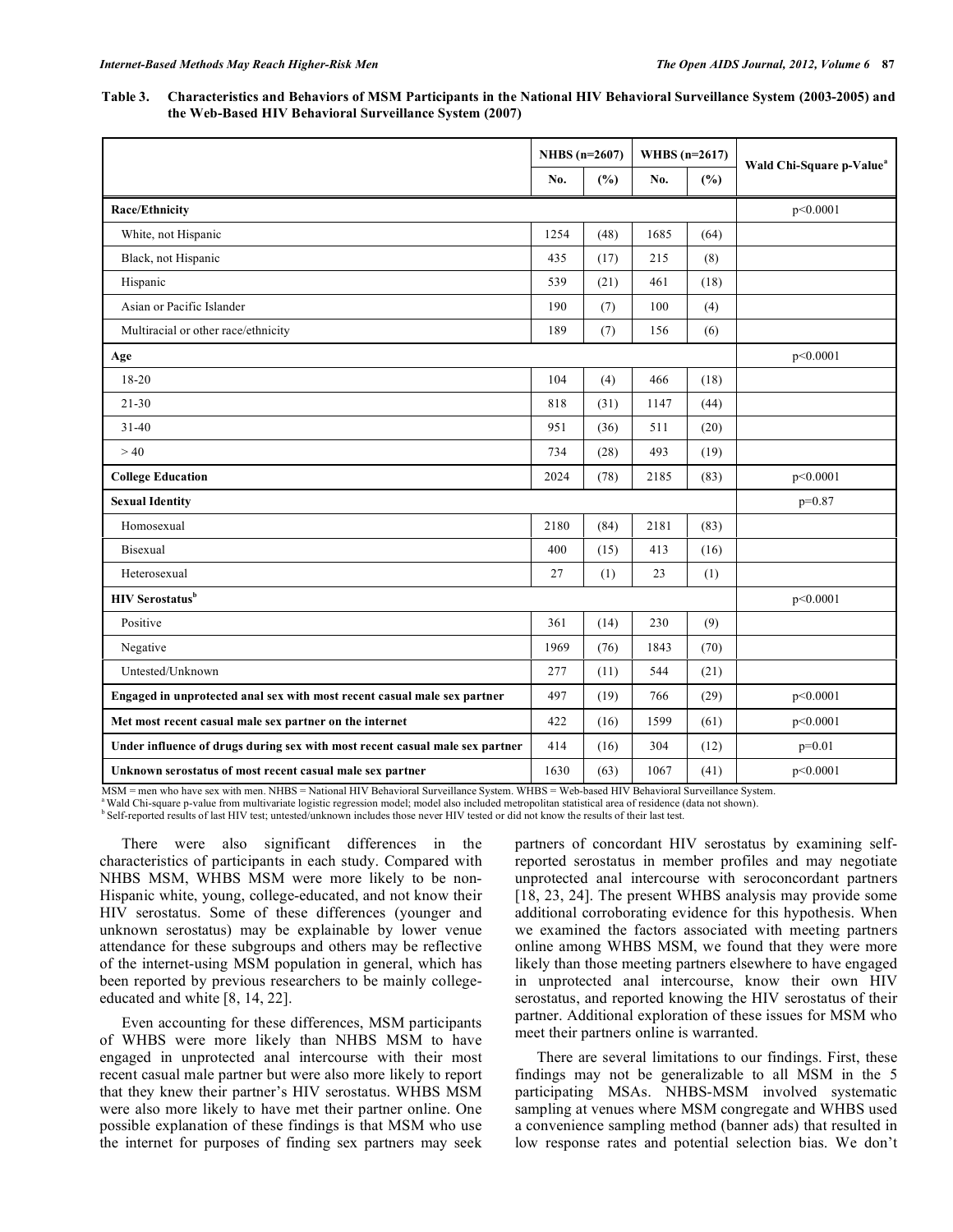**Table 3. Characteristics and Behaviors of MSM Participants in the National HIV Behavioral Surveillance System (2003-2005) and the Web-Based HIV Behavioral Surveillance System (2007)**

| | NHBS (n=2607) | | WHBS (n=2617) | | Wald Chi-Square p-Value[a] |
|---|---|---|---|---|---|
| | No. | (%) | No. | (%) | |
| **Race/Ethnicity** | | | | | p<0.0001 |
| White, not Hispanic | 1254 | (48) | 1685 | (64) | |
| Black, not Hispanic | 435 | (17) | 215 | (8) | |
| Hispanic | 539 | (21) | 461 | (18) | |
| Asian or Pacific Islander | 190 | (7) | 100 | (4) | |
| Multiracial or other race/ethnicity | 189 | (7) | 156 | (6) | |
| **Age** | | | | | p<0.0001 |
| 18-20 | 104 | (4) | 466 | (18) | |
| 21-30 | 818 | (31) | 1147 | (44) | |
| 31-40 | 951 | (36) | 511 | (20) | |
| > 40 | 734 | (28) | 493 | (19) | |
| **College Education** | 2024 | (78) | 2185 | (83) | p<0.0001 |
| **Sexual Identity** | | | | | p=0.87 |
| Homosexual | 2180 | (84) | 2181 | (83) | |
| Bisexual | 400 | (15) | 413 | (16) | |
| Heterosexual | 27 | (1) | 23 | (1) | |
| **HIV Serostatus[b]** | | | | | p<0.0001 |
| Positive | 361 | (14) | 230 | (9) | |
| Negative | 1969 | (76) | 1843 | (70) | |
| Untested/Unknown | 277 | (11) | 544 | (21) | |
| **Engaged in unprotected anal sex with most recent casual male sex partner** | 497 | (19) | 766 | (29) | p<0.0001 |
| **Met most recent casual male sex partner on the internet** | 422 | (16) | 1599 | (61) | p<0.0001 |
| **Under influence of drugs during sex with most recent casual male sex partner** | 414 | (16) | 304 | (12) | p=0.01 |
| **Unknown serostatus of most recent casual male sex partner** | 1630 | (63) | 1067 | (41) | p<0.0001 |

MSM = men who have sex with men. NHBS = National HIV Behavioral Surveillance System. WHBS = Web-based HIV Behavioral Surveillance System.
[a] Wald Chi-square p-value from multivariate logistic regression model; model also included metropolitan statistical area of residence (data not shown).
[b] Self-reported results of last HIV test; untested/unknown includes those never HIV tested or did not know the results of their last test.

There were also significant differences in the characteristics of participants in each study. Compared with NHBS MSM, WHBS MSM were more likely to be non-Hispanic white, young, college-educated, and not know their HIV serostatus. Some of these differences (younger and unknown serostatus) may be explainable by lower venue attendance for these subgroups and others may be reflective of the internet-using MSM population in general, which has been reported by previous researchers to be mainly college-educated and white [8, 14, 22].

Even accounting for these differences, MSM participants of WHBS were more likely than NHBS MSM to have engaged in unprotected anal intercourse with their most recent casual male partner but were also more likely to report that they knew their partner's HIV serostatus. WHBS MSM were also more likely to have met their partner online. One possible explanation of these findings is that MSM who use the internet for purposes of finding sex partners may seek partners of concordant HIV serostatus by examining self-reported serostatus in member profiles and may negotiate unprotected anal intercourse with seroconcordant partners [18, 23, 24]. The present WHBS analysis may provide some additional corroborating evidence for this hypothesis. When we examined the factors associated with meeting partners online among WHBS MSM, we found that they were more likely than those meeting partners elsewhere to have engaged in unprotected anal intercourse, know their own HIV serostatus, and reported knowing the HIV serostatus of their partner. Additional exploration of these issues for MSM who meet their partners online is warranted.

There are several limitations to our findings. First, these findings may not be generalizable to all MSM in the 5 participating MSAs. NHBS-MSM involved systematic sampling at venues where MSM congregate and WHBS used a convenience sampling method (banner ads) that resulted in low response rates and potential selection bias. We don't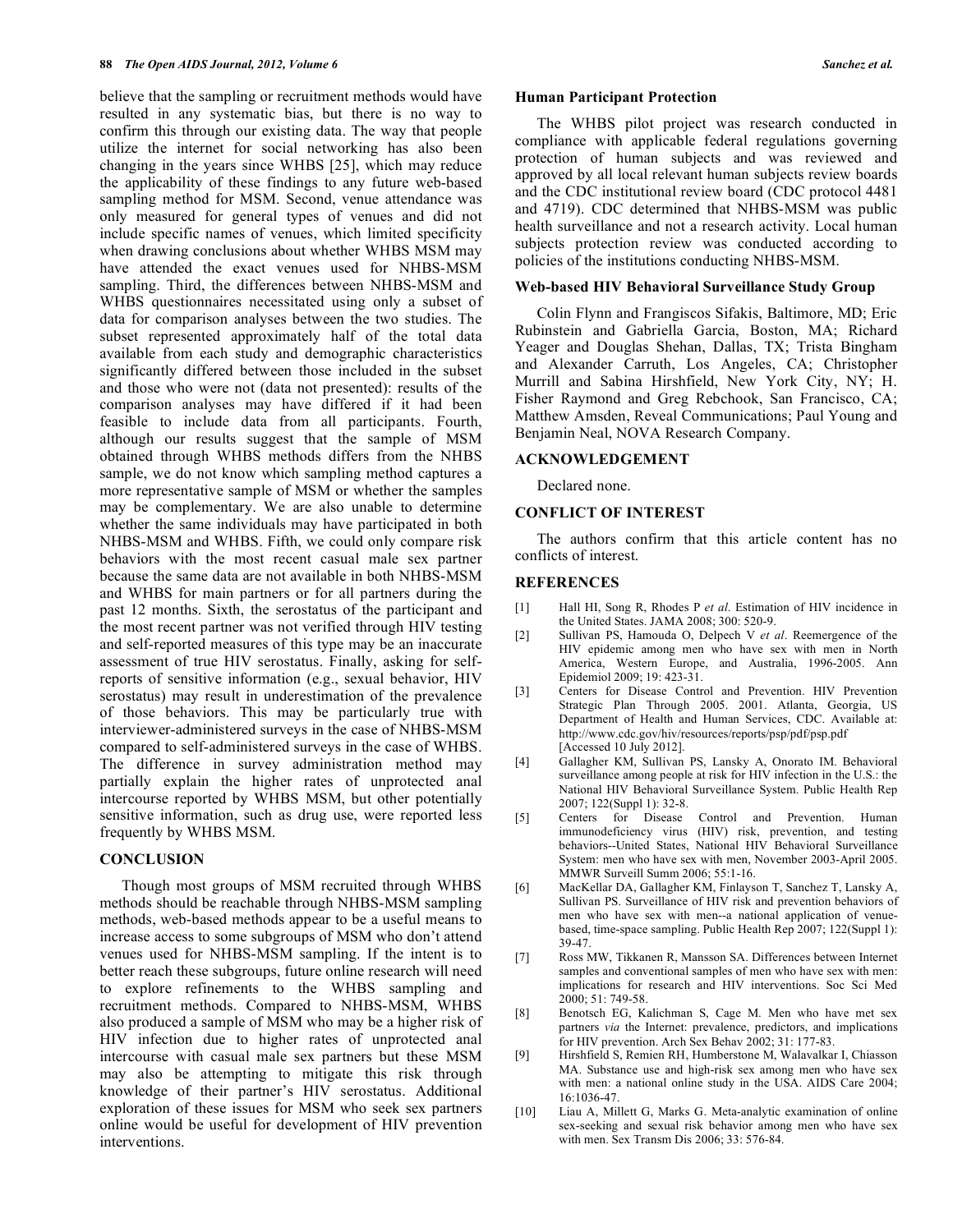believe that the sampling or recruitment methods would have resulted in any systematic bias, but there is no way to confirm this through our existing data. The way that people utilize the internet for social networking has also been changing in the years since WHBS [25], which may reduce the applicability of these findings to any future web-based sampling method for MSM. Second, venue attendance was only measured for general types of venues and did not include specific names of venues, which limited specificity when drawing conclusions about whether WHBS MSM may have attended the exact venues used for NHBS-MSM sampling. Third, the differences between NHBS-MSM and WHBS questionnaires necessitated using only a subset of data for comparison analyses between the two studies. The subset represented approximately half of the total data available from each study and demographic characteristics significantly differed between those included in the subset and those who were not (data not presented): results of the comparison analyses may have differed if it had been feasible to include data from all participants. Fourth, although our results suggest that the sample of MSM obtained through WHBS methods differs from the NHBS sample, we do not know which sampling method captures a more representative sample of MSM or whether the samples may be complementary. We are also unable to determine whether the same individuals may have participated in both NHBS-MSM and WHBS. Fifth, we could only compare risk behaviors with the most recent casual male sex partner because the same data are not available in both NHBS-MSM and WHBS for main partners or for all partners during the past 12 months. Sixth, the serostatus of the participant and the most recent partner was not verified through HIV testing and self-reported measures of this type may be an inaccurate assessment of true HIV serostatus. Finally, asking for self-reports of sensitive information (e.g., sexual behavior, HIV serostatus) may result in underestimation of the prevalence of those behaviors. This may be particularly true with interviewer-administered surveys in the case of NHBS-MSM compared to self-administered surveys in the case of WHBS. The difference in survey administration method may partially explain the higher rates of unprotected anal intercourse reported by WHBS MSM, but other potentially sensitive information, such as drug use, were reported less frequently by WHBS MSM.

## CONCLUSION

Though most groups of MSM recruited through WHBS methods should be reachable through NHBS-MSM sampling methods, web-based methods appear to be a useful means to increase access to some subgroups of MSM who don't attend venues used for NHBS-MSM sampling. If the intent is to better reach these subgroups, future online research will need to explore refinements to the WHBS sampling and recruitment methods. Compared to NHBS-MSM, WHBS also produced a sample of MSM who may be a higher risk of HIV infection due to higher rates of unprotected anal intercourse with casual male sex partners but these MSM may also be attempting to mitigate this risk through knowledge of their partner's HIV serostatus. Additional exploration of these issues for MSM who seek sex partners online would be useful for development of HIV prevention interventions.

### Human Participant Protection

The WHBS pilot project was research conducted in compliance with applicable federal regulations governing protection of human subjects and was reviewed and approved by all local relevant human subjects review boards and the CDC institutional review board (CDC protocol 4481 and 4719). CDC determined that NHBS-MSM was public health surveillance and not a research activity. Local human subjects protection review was conducted according to policies of the institutions conducting NHBS-MSM.

### Web-based HIV Behavioral Surveillance Study Group

Colin Flynn and Frangiscos Sifakis, Baltimore, MD; Eric Rubinstein and Gabriella Garcia, Boston, MA; Richard Yeager and Douglas Shehan, Dallas, TX; Trista Bingham and Alexander Carruth, Los Angeles, CA; Christopher Murrill and Sabina Hirshfield, New York City, NY; H. Fisher Raymond and Greg Rebchook, San Francisco, CA; Matthew Amsden, Reveal Communications; Paul Young and Benjamin Neal, NOVA Research Company.

## ACKNOWLEDGEMENT

Declared none.

## CONFLICT OF INTEREST

The authors confirm that this article content has no conflicts of interest.

## REFERENCES

[1] Hall HI, Song R, Rhodes P *et al*. Estimation of HIV incidence in the United States. JAMA 2008; 300: 520-9.

[2] Sullivan PS, Hamouda O, Delpech V *et al*. Reemergence of the HIV epidemic among men who have sex with men in North America, Western Europe, and Australia, 1996-2005. Ann Epidemiol 2009; 19: 423-31.

[3] Centers for Disease Control and Prevention. HIV Prevention Strategic Plan Through 2005. 2001. Atlanta, Georgia, US Department of Health and Human Services, CDC. Available at: http://www.cdc.gov/hiv/resources/reports/psp/pdf/psp.pdf [Accessed 10 July 2012].

[4] Gallagher KM, Sullivan PS, Lansky A, Onorato IM. Behavioral surveillance among people at risk for HIV infection in the U.S.: the National HIV Behavioral Surveillance System. Public Health Rep 2007; 122(Suppl 1): 32-8.

[5] Centers for Disease Control and Prevention. Human immunodeficiency virus (HIV) risk, prevention, and testing behaviors--United States, National HIV Behavioral Surveillance System: men who have sex with men, November 2003-April 2005. MMWR Surveill Summ 2006; 55:1-16.

[6] MacKellar DA, Gallagher KM, Finlayson T, Sanchez T, Lansky A, Sullivan PS. Surveillance of HIV risk and prevention behaviors of men who have sex with men--a national application of venue-based, time-space sampling. Public Health Rep 2007; 122(Suppl 1): 39-47.

[7] Ross MW, Tikkanen R, Mansson SA. Differences between Internet samples and conventional samples of men who have sex with men: implications for research and HIV interventions. Soc Sci Med 2000; 51: 749-58.

[8] Benotsch EG, Kalichman S, Cage M. Men who have met sex partners *via* the Internet: prevalence, predictors, and implications for HIV prevention. Arch Sex Behav 2002; 31: 177-83.

[9] Hirshfield S, Remien RH, Humberstone M, Walavalkar I, Chiasson MA. Substance use and high-risk sex among men who have sex with men: a national online study in the USA. AIDS Care 2004; 16:1036-47.

[10] Liau A, Millett G, Marks G. Meta-analytic examination of online sex-seeking and sexual risk behavior among men who have sex with men. Sex Transm Dis 2006; 33: 576-84.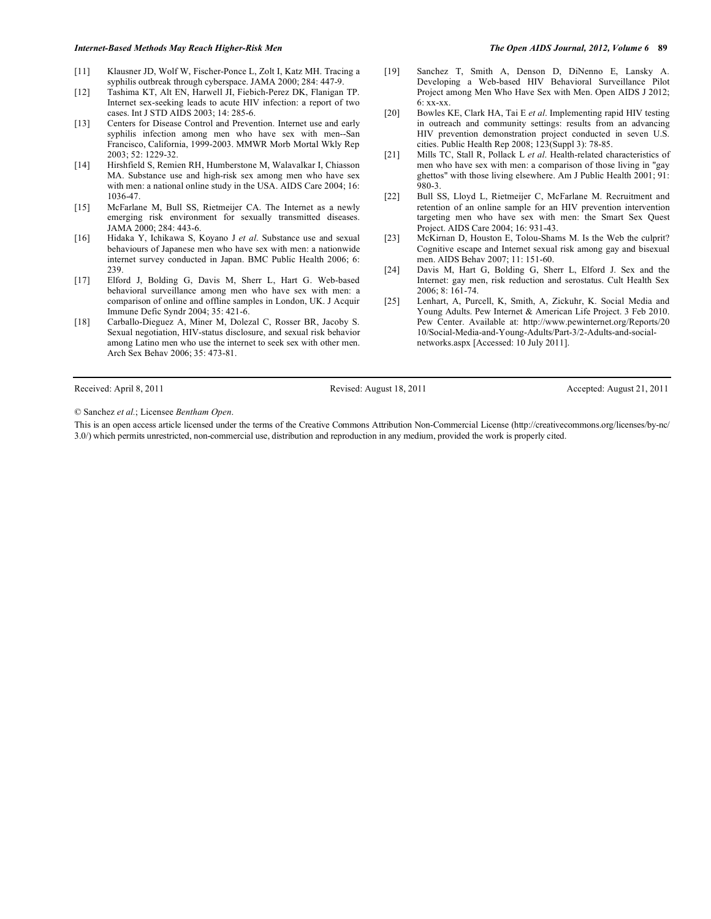[11] Klausner JD, Wolf W, Fischer-Ponce L, Zolt I, Katz MH. Tracing a syphilis outbreak through cyberspace. JAMA 2000; 284: 447-9.

[12] Tashima KT, Alt EN, Harwell JI, Fiebich-Perez DK, Flanigan TP. Internet sex-seeking leads to acute HIV infection: a report of two cases. Int J STD AIDS 2003; 14: 285-6.

[13] Centers for Disease Control and Prevention. Internet use and early syphilis infection among men who have sex with men--San Francisco, California, 1999-2003. MMWR Morb Mortal Wkly Rep 2003; 52: 1229-32.

[14] Hirshfield S, Remien RH, Humberstone M, Walavalkar I, Chiasson MA. Substance use and high-risk sex among men who have sex with men: a national online study in the USA. AIDS Care 2004; 16: 1036-47.

[15] McFarlane M, Bull SS, Rietmeijer CA. The Internet as a newly emerging risk environment for sexually transmitted diseases. JAMA 2000; 284: 443-6.

[16] Hidaka Y, Ichikawa S, Koyano J *et al*. Substance use and sexual behaviours of Japanese men who have sex with men: a nationwide internet survey conducted in Japan. BMC Public Health 2006; 6: 239.

[17] Elford J, Bolding G, Davis M, Sherr L, Hart G. Web-based behavioral surveillance among men who have sex with men: a comparison of online and offline samples in London, UK. J Acquir Immune Defic Syndr 2004; 35: 421-6.

[18] Carballo-Dieguez A, Miner M, Dolezal C, Rosser BR, Jacoby S. Sexual negotiation, HIV-status disclosure, and sexual risk behavior among Latino men who use the internet to seek sex with other men. Arch Sex Behav 2006; 35: 473-81.

[19] Sanchez T, Smith A, Denson D, DiNenno E, Lansky A. Developing a Web-based HIV Behavioral Surveillance Pilot Project among Men Who Have Sex with Men. Open AIDS J 2012; 6: xx-xx.

[20] Bowles KE, Clark HA, Tai E *et al*. Implementing rapid HIV testing in outreach and community settings: results from an advancing HIV prevention demonstration project conducted in seven U.S. cities. Public Health Rep 2008; 123(Suppl 3): 78-85.

[21] Mills TC, Stall R, Pollack L *et al*. Health-related characteristics of men who have sex with men: a comparison of those living in "gay ghettos" with those living elsewhere. Am J Public Health 2001; 91: 980-3.

[22] Bull SS, Lloyd L, Rietmeijer C, McFarlane M. Recruitment and retention of an online sample for an HIV prevention intervention targeting men who have sex with men: the Smart Sex Quest Project. AIDS Care 2004; 16: 931-43.

[23] McKirnan D, Houston E, Tolou-Shams M. Is the Web the culprit? Cognitive escape and Internet sexual risk among gay and bisexual men. AIDS Behav 2007; 11: 151-60.

[24] Davis M, Hart G, Bolding G, Sherr L, Elford J. Sex and the Internet: gay men, risk reduction and serostatus. Cult Health Sex 2006; 8: 161-74.

[25] Lenhart, A, Purcell, K, Smith, A, Zickuhr, K. Social Media and Young Adults. Pew Internet & American Life Project. 3 Feb 2010. Pew Center. Available at: http://www.pewinternet.org/Reports/2010/Social-Media-and-Young-Adults/Part-3/2-Adults-and-social-networks.aspx [Accessed: 10 July 2011].

Received: April 8, 2011    Revised: August 18, 2011    Accepted: August 21, 2011

© Sanchez *et al*.; Licensee *Bentham Open*.

This is an open access article licensed under the terms of the Creative Commons Attribution Non-Commercial License (http://creativecommons.org/licenses/by-nc/3.0/) which permits unrestricted, non-commercial use, distribution and reproduction in any medium, provided the work is properly cited.